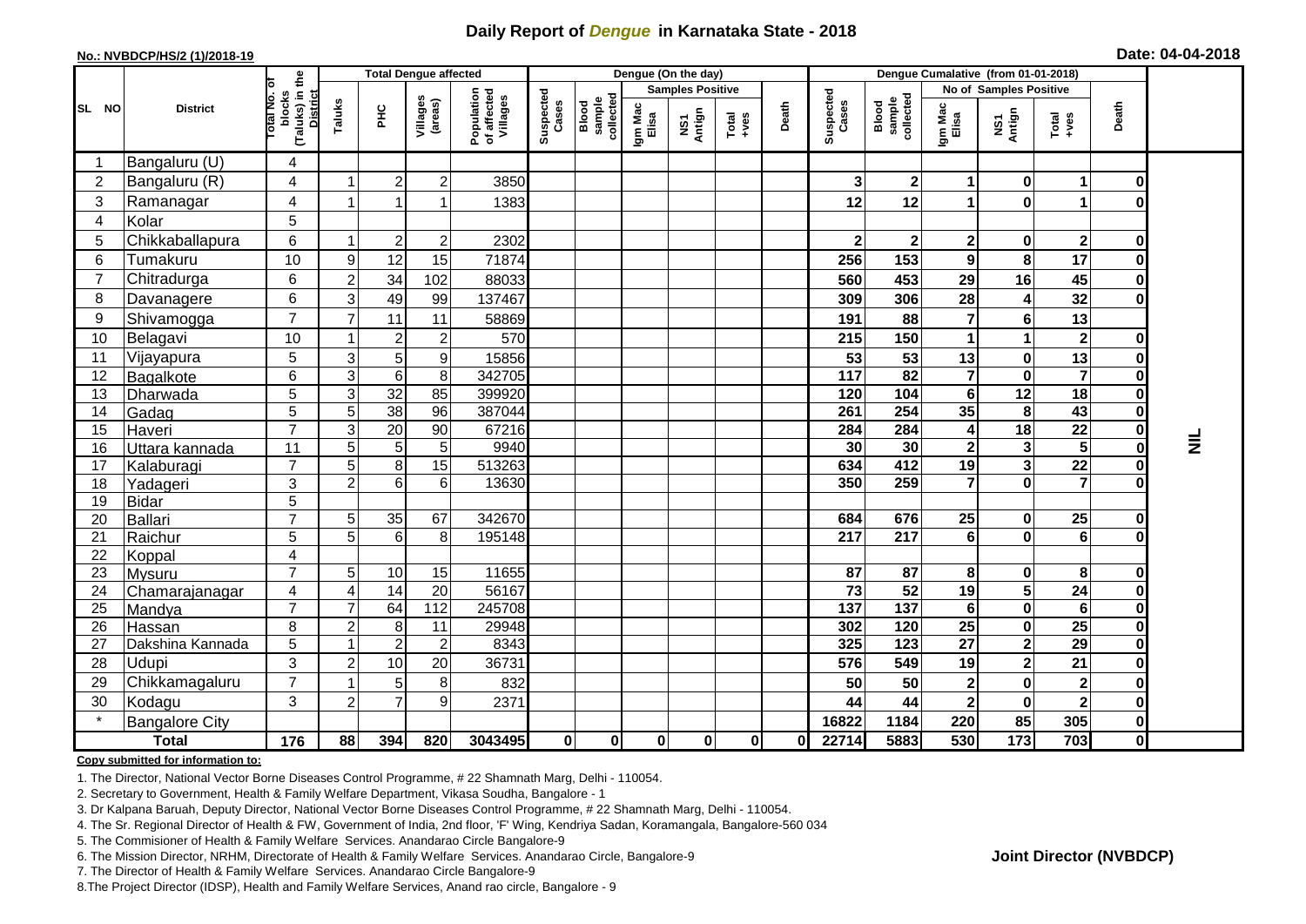# Daily Report of *Dengue* in Karnataka State - 2018

**No.: NVBDCP/HS/2 (1)/2018-19**

**Date: 04-04-2018**

| SL NO | District | Total No. of blocks (Taluks) in the District | Total Dengue affected | | | | Dengue (On the day) | | | | | | | Dengue Cumalative (from 01-01-2018) | | | | | | | |
|---|---|---|---|---|---|---|---|---|---|---|---|---|---|---|---|---|---|---|---|---|
| | | | Taluks | PHC | Villages (areas) | Population of affected Villages | Suspected Cases | Blood sample collected | Samples Positive | | | Death | Suspected Cases | Blood sample collected | No of Samples Positive | | | Death | |
| | | | | | | | | | Igm Mac Elisa | NS1 Antign | Total +ves | | | | Igm Mac Elisa | NS1 Antign | Total +ves | | |
| 1 | Bangaluru (U) | 4 | | | | | | | | | | | | | | | | | NIL |
| 2 | Bangaluru (R) | 4 | 1 | 2 | 2 | 3850 | | | | | | | 3 | 2 | 1 | 0 | 1 | 0 | |
| 3 | Ramanagar | 4 | 1 | 1 | 1 | 1383 | | | | | | | 12 | 12 | 1 | 0 | 1 | 0 | |
| 4 | Kolar | 5 | | | | | | | | | | | | | | | | | |
| 5 | Chikkaballapura | 6 | 1 | 2 | 2 | 2302 | | | | | | | 2 | 2 | 2 | 0 | 2 | 0 | |
| 6 | Tumakuru | 10 | 9 | 12 | 15 | 71874 | | | | | | | 256 | 153 | 9 | 8 | 17 | 0 | |
| 7 | Chitradurga | 6 | 2 | 34 | 102 | 88033 | | | | | | | 560 | 453 | 29 | 16 | 45 | 0 | |
| 8 | Davanagere | 6 | 3 | 49 | 99 | 137467 | | | | | | | 309 | 306 | 28 | 4 | 32 | 0 | |
| 9 | Shivamogga | 7 | 7 | 11 | 11 | 58869 | | | | | | | 191 | 88 | 7 | 6 | 13 | | |
| 10 | Belagavi | 10 | 1 | 2 | 2 | 570 | | | | | | | 215 | 150 | 1 | 1 | 2 | 0 | |
| 11 | Vijayapura | 5 | 3 | 5 | 9 | 15856 | | | | | | | 53 | 53 | 13 | 0 | 13 | 0 | |
| 12 | Bagalkote | 6 | 3 | 6 | 8 | 342705 | | | | | | | 117 | 82 | 7 | 0 | 7 | 0 | |
| 13 | Dharwada | 5 | 3 | 32 | 85 | 399920 | | | | | | | 120 | 104 | 6 | 12 | 18 | 0 | |
| 14 | Gadag | 5 | 5 | 38 | 96 | 387044 | | | | | | | 261 | 254 | 35 | 8 | 43 | 0 | |
| 15 | Haveri | 7 | 3 | 20 | 90 | 67216 | | | | | | | 284 | 284 | 4 | 18 | 22 | 0 | |
| 16 | Uttara kannada | 11 | 5 | 5 | 5 | 9940 | | | | | | | 30 | 30 | 2 | 3 | 5 | 0 | |
| 17 | Kalaburagi | 7 | 5 | 8 | 15 | 513263 | | | | | | | 634 | 412 | 19 | 3 | 22 | 0 | |
| 18 | Yadageri | 3 | 2 | 6 | 6 | 13630 | | | | | | | 350 | 259 | 7 | 0 | 7 | 0 | |
| 19 | Bidar | 5 | | | | | | | | | | | | | | | | | |
| 20 | Ballari | 7 | 5 | 35 | 67 | 342670 | | | | | | | 684 | 676 | 25 | 0 | 25 | 0 | |
| 21 | Raichur | 5 | 5 | 6 | 8 | 195148 | | | | | | | 217 | 217 | 6 | 0 | 6 | 0 | |
| 22 | Koppal | 4 | | | | | | | | | | | | | | | | | |
| 23 | Mysuru | 7 | 5 | 10 | 15 | 11655 | | | | | | | 87 | 87 | 8 | 0 | 8 | 0 | |
| 24 | Chamarajanagar | 4 | 4 | 14 | 20 | 56167 | | | | | | | 73 | 52 | 19 | 5 | 24 | 0 | |
| 25 | Mandya | 7 | 7 | 64 | 112 | 245708 | | | | | | | 137 | 137 | 6 | 0 | 6 | 0 | |
| 26 | Hassan | 8 | 2 | 8 | 11 | 29948 | | | | | | | 302 | 120 | 25 | 0 | 25 | 0 | |
| 27 | Dakshina Kannada | 5 | 1 | 2 | 2 | 8343 | | | | | | | 325 | 123 | 27 | 2 | 29 | 0 | |
| 28 | Udupi | 3 | 2 | 10 | 20 | 36731 | | | | | | | 576 | 549 | 19 | 2 | 21 | 0 | |
| 29 | Chikkamagaluru | 7 | 1 | 5 | 8 | 832 | | | | | | | 50 | 50 | 2 | 0 | 2 | 0 | |
| 30 | Kodagu | 3 | 2 | 7 | 9 | 2371 | | | | | | | 44 | 44 | 2 | 0 | 2 | 0 | |
| * | Bangalore City | | | | | | | | | | | | 16822 | 1184 | 220 | 85 | 305 | 0 | |
| **Total** | | **176** | **88** | **394** | **820** | **3043495** | **0** | **0** | **0** | **0** | **0** | **0** | **22714** | **5883** | **530** | **173** | **703** | **0** | |

**Copy submitted for information to:**

1. The Director, National Vector Borne Diseases Control Programme, # 22 Shamnath Marg, Delhi - 110054.
2. Secretary to Government, Health & Family Welfare Department, Vikasa Soudha, Bangalore - 1
3. Dr Kalpana Baruah, Deputy Director, National Vector Borne Diseases Control Programme, # 22 Shamnath Marg, Delhi - 110054.
4. The Sr. Regional Director of Health & FW, Government of India, 2nd floor, 'F' Wing, Kendriya Sadan, Koramangala, Bangalore-560 034
5. The Commisioner of Health & Family Welfare Services. Anandarao Circle Bangalore-9
6. The Mission Director, NRHM, Directorate of Health & Family Welfare Services. Anandarao Circle, Bangalore-9
7. The Director of Health & Family Welfare Services. Anandarao Circle Bangalore-9
8. The Project Director (IDSP), Health and Family Welfare Services, Anand rao circle, Bangalore - 9

**Joint Director (NVBDCP)**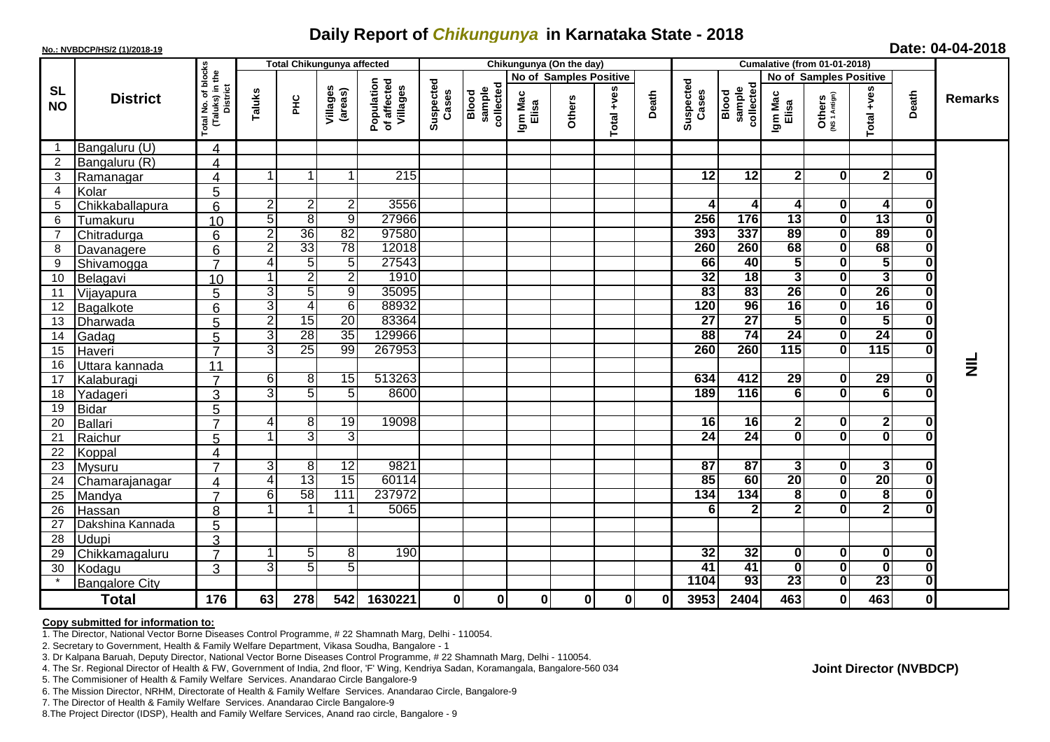# Daily Report of *Chikungunya* in Karnataka State - 2018

**No.: NVBDCP/HS/2 (1)/2018-19**

**Date: 04-04-2018**

| SL NO | District | Total No. of blocks (Taluks) in the District | Total Chikungunya affected | | | | Chikungunya (On the day) | | | | | | | Cumalative (from 01-01-2018) | | | | | | | Remarks |
|---|---|---|---|---|---|---|---|---|---|---|---|---|---|---|---|---|---|---|---|---|---|
| | | | | | | | | | No of Samples Positive | | | | | | | No of Samples Positive | | | | | |
| | | | Taluks | PHC | Villages (areas) | Population of affected Villages | Suspected Cases | Blood sample collected | Igm Mac Elisa | Others | Total +ves | Death | Suspected Cases | Blood sample collected | Igm Mac Elisa | Others (NS 1 Antign) | Total +ves | Death | |
| 1 | Bangaluru (U) | 4 | | | | | | | | | | | | | | | | | NIL |
| 2 | Bangaluru (R) | 4 | | | | | | | | | | | | | | | | | |
| 3 | Ramanagar | 4 | 1 | 1 | 1 | 215 | | | | | | | 12 | 12 | 2 | 0 | 2 | 0 | |
| 4 | Kolar | 5 | | | | | | | | | | | | | | | | | |
| 5 | Chikkaballapura | 6 | 2 | 2 | 2 | 3556 | | | | | | | 4 | 4 | 4 | 0 | 4 | 0 | |
| 6 | Tumakuru | 10 | 5 | 8 | 9 | 27966 | | | | | | | 256 | 176 | 13 | 0 | 13 | 0 | |
| 7 | Chitradurga | 6 | 2 | 36 | 82 | 97580 | | | | | | | 393 | 337 | 89 | 0 | 89 | 0 | |
| 8 | Davanagere | 6 | 2 | 33 | 78 | 12018 | | | | | | | 260 | 260 | 68 | 0 | 68 | 0 | |
| 9 | Shivamogga | 7 | 4 | 5 | 5 | 27543 | | | | | | | 66 | 40 | 5 | 0 | 5 | 0 | |
| 10 | Belagavi | 10 | 1 | 2 | 2 | 1910 | | | | | | | 32 | 18 | 3 | 0 | 3 | 0 | |
| 11 | Vijayapura | 5 | 3 | 5 | 9 | 35095 | | | | | | | 83 | 83 | 26 | 0 | 26 | 0 | |
| 12 | Bagalkote | 6 | 3 | 4 | 6 | 88932 | | | | | | | 120 | 96 | 16 | 0 | 16 | 0 | |
| 13 | Dharwada | 5 | 2 | 15 | 20 | 83364 | | | | | | | 27 | 27 | 5 | 0 | 5 | 0 | |
| 14 | Gadag | 5 | 3 | 28 | 35 | 129966 | | | | | | | 88 | 74 | 24 | 0 | 24 | 0 | |
| 15 | Haveri | 7 | 3 | 25 | 99 | 267953 | | | | | | | 260 | 260 | 115 | 0 | 115 | 0 | |
| 16 | Uttara kannada | 11 | | | | | | | | | | | | | | | | | |
| 17 | Kalaburagi | 7 | 6 | 8 | 15 | 513263 | | | | | | | 634 | 412 | 29 | 0 | 29 | 0 | |
| 18 | Yadageri | 3 | 3 | 5 | 5 | 8600 | | | | | | | 189 | 116 | 6 | 0 | 6 | 0 | |
| 19 | Bidar | 5 | | | | | | | | | | | | | | | | | |
| 20 | Ballari | 7 | 4 | 8 | 19 | 19098 | | | | | | | 16 | 16 | 2 | 0 | 2 | 0 | |
| 21 | Raichur | 5 | 1 | 3 | 3 | | | | | | | | 24 | 24 | 0 | 0 | 0 | 0 | |
| 22 | Koppal | 4 | | | | | | | | | | | | | | | | | |
| 23 | Mysuru | 7 | 3 | 8 | 12 | 9821 | | | | | | | 87 | 87 | 3 | 0 | 3 | 0 | |
| 24 | Chamarajanagar | 4 | 4 | 13 | 15 | 60114 | | | | | | | 85 | 60 | 20 | 0 | 20 | 0 | |
| 25 | Mandya | 7 | 6 | 58 | 111 | 237972 | | | | | | | 134 | 134 | 8 | 0 | 8 | 0 | |
| 26 | Hassan | 8 | 1 | 1 | 1 | 5065 | | | | | | | 6 | 2 | 2 | 0 | 2 | 0 | |
| 27 | Dakshina Kannada | 5 | | | | | | | | | | | | | | | | | |
| 28 | Udupi | 3 | | | | | | | | | | | | | | | | | |
| 29 | Chikkamagaluru | 7 | 1 | 5 | 8 | 190 | | | | | | | 32 | 32 | 0 | 0 | 0 | 0 | |
| 30 | Kodagu | 3 | 3 | 5 | 5 | | | | | | | | 41 | 41 | 0 | 0 | 0 | 0 | |
| * | Bangalore City | | | | | | | | | | | | 1104 | 93 | 23 | 0 | 23 | 0 | |
| **Total** | | **176** | **63** | **278** | **542** | **1630221** | **0** | **0** | **0** | **0** | **0** | **0** | **3953** | **2404** | **463** | **0** | **463** | **0** | |

**Copy submitted for information to:**

1. The Director, National Vector Borne Diseases Control Programme, # 22 Shamnath Marg, Delhi - 110054.
2. Secretary to Government, Health & Family Welfare Department, Vikasa Soudha, Bangalore - 1
3. Dr Kalpana Baruah, Deputy Director, National Vector Borne Diseases Control Programme, # 22 Shamnath Marg, Delhi - 110054.
4. The Sr. Regional Director of Health & FW, Government of India, 2nd floor, 'F' Wing, Kendriya Sadan, Koramangala, Bangalore-560 034
5. The Commisioner of Health & Family Welfare Services. Anandarao Circle Bangalore-9
6. The Mission Director, NRHM, Directorate of Health & Family Welfare Services. Anandarao Circle, Bangalore-9
7. The Director of Health & Family Welfare Services. Anandarao Circle Bangalore-9
8. The Project Director (IDSP), Health and Family Welfare Services, Anand rao circle, Bangalore - 9

**Joint Director (NVBDCP)**